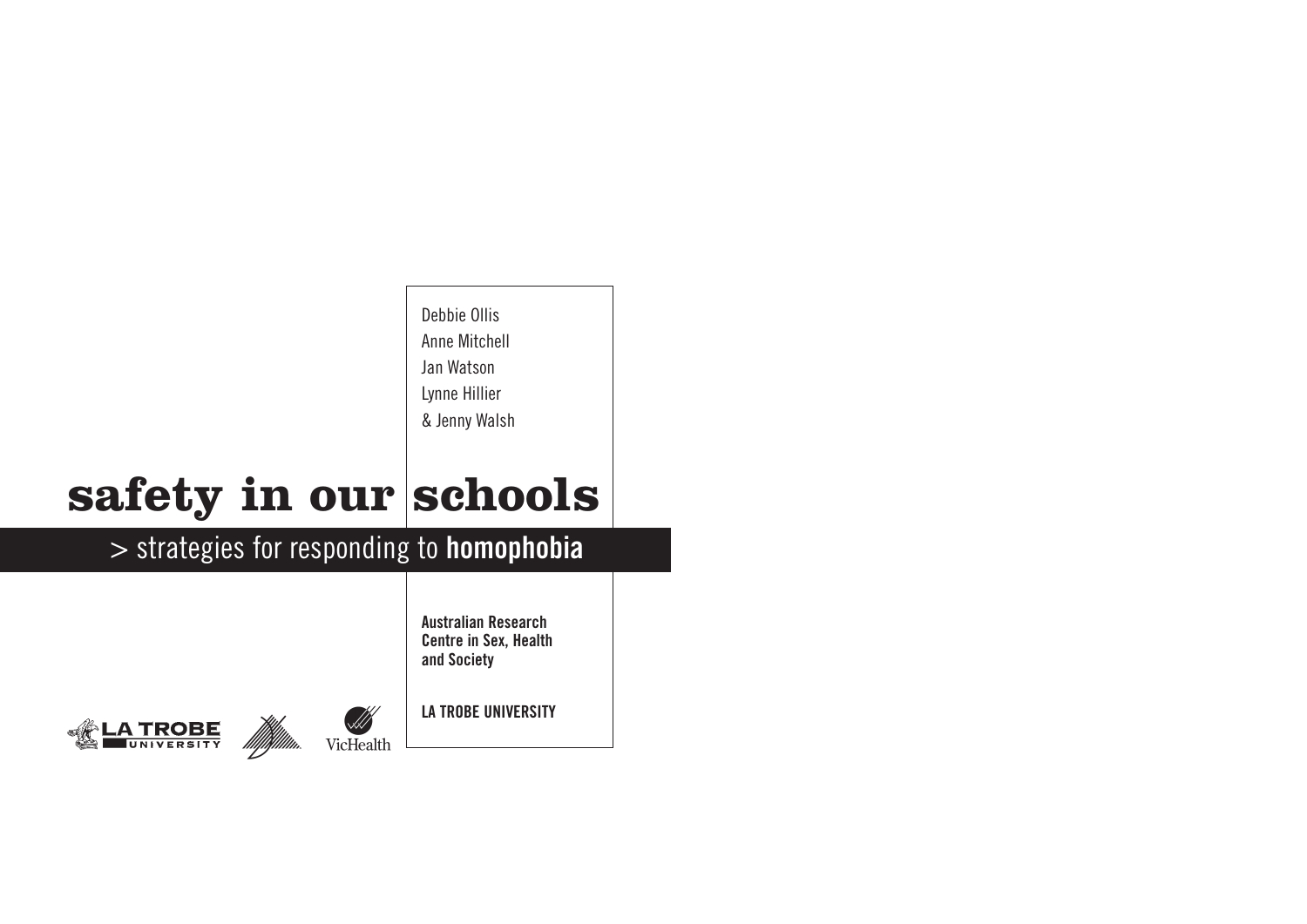Debbie Ollis
Anne Mitchell
Jan Watson
Lynne Hillier
& Jenny Walsh

# safety in our schools

## > strategies for responding to **homophobia**

**Australian Research Centre in Sex, Health and Society**

**LA TROBE UNIVERSITY**

LA TROBE UNIVERSITY

VicHealth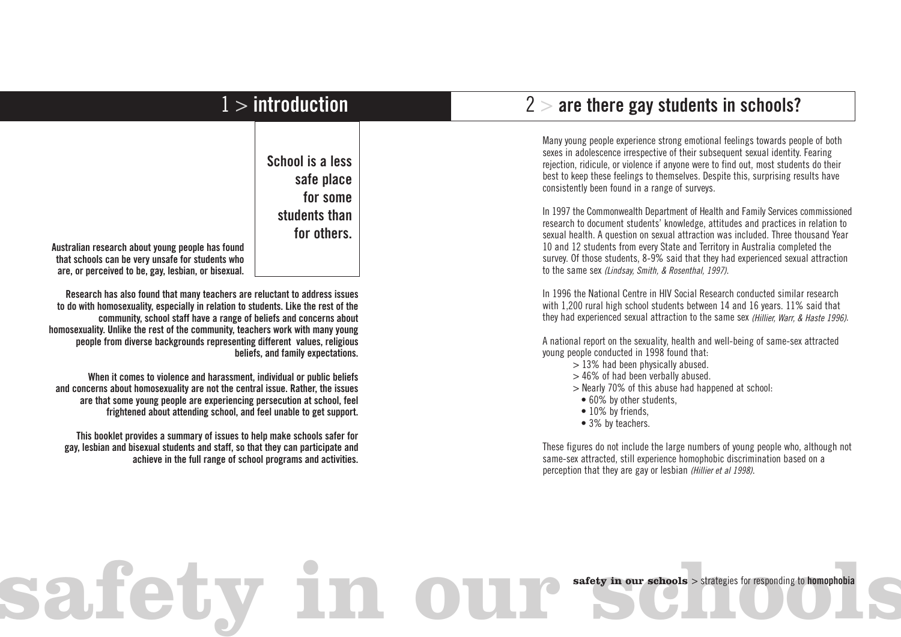# 1 > introduction

**School is a less safe place for some students than for others.**

**Australian research about young people has found that schools can be very unsafe for students who are, or perceived to be, gay, lesbian, or bisexual.**

**Research has also found that many teachers are reluctant to address issues to do with homosexuality, especially in relation to students. Like the rest of the community, school staff have a range of beliefs and concerns about homosexuality. Unlike the rest of the community, teachers work with many young people from diverse backgrounds representing different values, religious beliefs, and family expectations.**

**When it comes to violence and harassment, individual or public beliefs and concerns about homosexuality are not the central issue. Rather, the issues are that some young people are experiencing persecution at school, feel frightened about attending school, and feel unable to get support.**

**This booklet provides a summary of issues to help make schools safer for gay, lesbian and bisexual students and staff, so that they can participate and achieve in the full range of school programs and activities.**

# 2 > are there gay students in schools?

Many young people experience strong emotional feelings towards people of both sexes in adolescence irrespective of their subsequent sexual identity. Fearing rejection, ridicule, or violence if anyone were to find out, most students do their best to keep these feelings to themselves. Despite this, surprising results have consistently been found in a range of surveys.

In 1997 the Commonwealth Department of Health and Family Services commissioned research to document students' knowledge, attitudes and practices in relation to sexual health. A question on sexual attraction was included. Three thousand Year 10 and 12 students from every State and Territory in Australia completed the survey. Of those students, 8-9% said that they had experienced sexual attraction to the same sex *(Lindsay, Smith, & Rosenthal, 1997)*.

In 1996 the National Centre in HIV Social Research conducted similar research with 1,200 rural high school students between 14 and 16 years. 11% said that they had experienced sexual attraction to the same sex *(Hillier, Warr, & Haste 1996)*.

A national report on the sexuality, health and well-being of same-sex attracted young people conducted in 1998 found that:

> 13% had been physically abused.
> 46% of had been verbally abused.
> Nearly 70% of this abuse had happened at school:
- 60% by other students,
- 10% by friends,
- 3% by teachers.

These figures do not include the large numbers of young people who, although not same-sex attracted, still experience homophobic discrimination based on a perception that they are gay or lesbian *(Hillier et al 1998)*.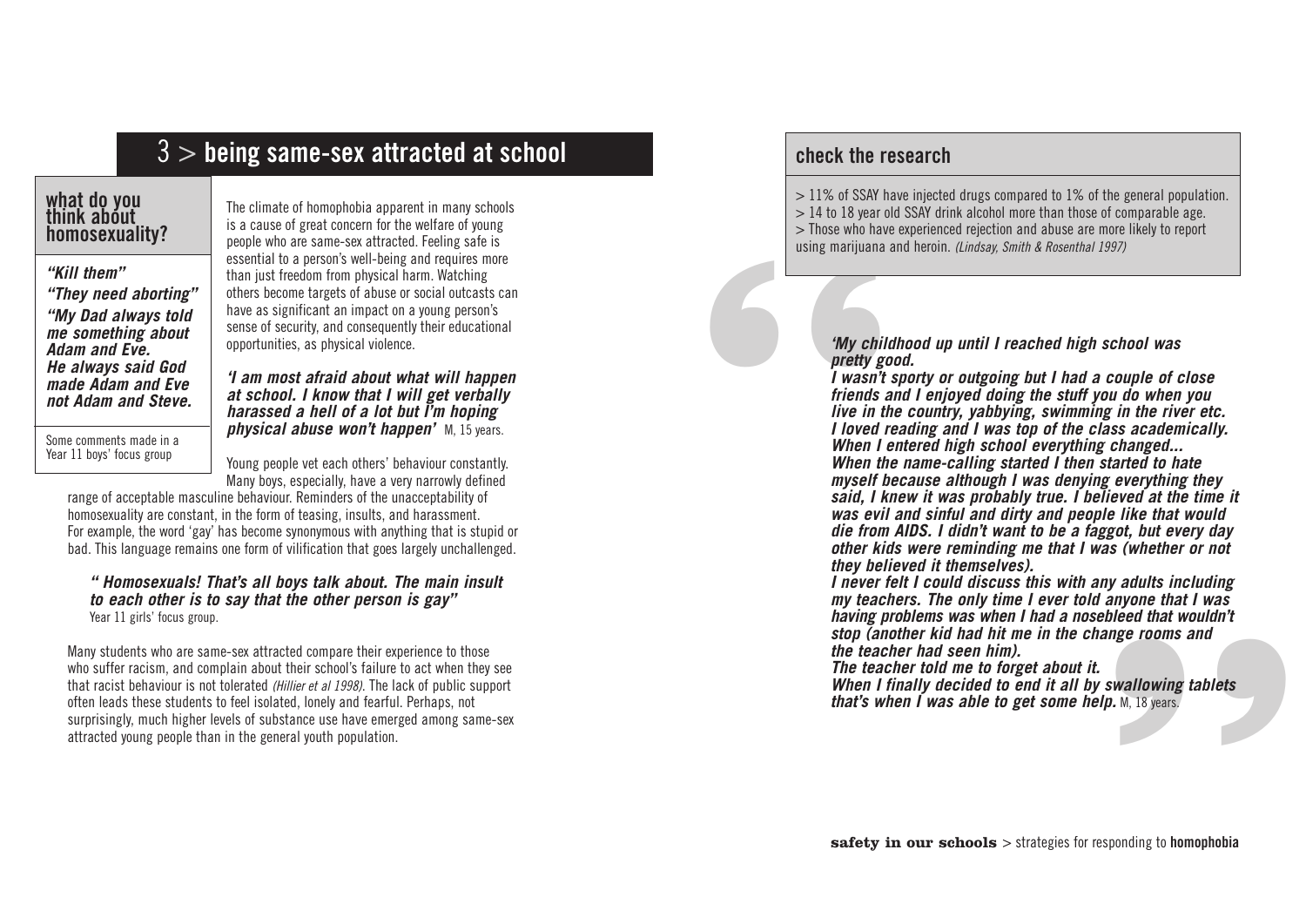## 3 > being same-sex attracted at school

### what do you think about homosexuality?

***"Kill them"***

***"They need aborting"***

***"My Dad always told me something about Adam and Eve. He always said God made Adam and Eve not Adam and Steve.***

Some comments made in a Year 11 boys' focus group

The climate of homophobia apparent in many schools is a cause of great concern for the welfare of young people who are same-sex attracted. Feeling safe is essential to a person's well-being and requires more than just freedom from physical harm. Watching others become targets of abuse or social outcasts can have as significant an impact on a young person's sense of security, and consequently their educational opportunities, as physical violence.

***'I am most afraid about what will happen at school. I know that I will get verbally harassed a hell of a lot but I'm hoping physical abuse won't happen'*** M, 15 years.

Young people vet each others' behaviour constantly. Many boys, especially, have a very narrowly defined range of acceptable masculine behaviour. Reminders of the unacceptability of homosexuality are constant, in the form of teasing, insults, and harassment. For example, the word 'gay' has become synonymous with anything that is stupid or bad. This language remains one form of vilification that goes largely unchallenged.

***" Homosexuals! That's all boys talk about. The main insult to each other is to say that the other person is gay"***
Year 11 girls' focus group.

Many students who are same-sex attracted compare their experience to those who suffer racism, and complain about their school's failure to act when they see that racist behaviour is not tolerated *(Hillier et al 1998)*. The lack of public support often leads these students to feel isolated, lonely and fearful. Perhaps, not surprisingly, much higher levels of substance use have emerged among same-sex attracted young people than in the general youth population.

### check the research

> 11% of SSAY have injected drugs compared to 1% of the general population.
> 14 to 18 year old SSAY drink alcohol more than those of comparable age.
> Those who have experienced rejection and abuse are more likely to report using marijuana and heroin. *(Lindsay, Smith & Rosenthal 1997)*

***'My childhood up until I reached high school was pretty good.***
***I wasn't sporty or outgoing but I had a couple of close friends and I enjoyed doing the stuff you do when you live in the country, yabbying, swimming in the river etc. I loved reading and I was top of the class academically. When I entered high school everything changed... When the name-calling started I then started to hate myself because although I was denying everything they said, I knew it was probably true. I believed at the time it was evil and sinful and dirty and people like that would die from AIDS. I didn't want to be a faggot, but every day other kids were reminding me that I was (whether or not they believed it themselves).***
***I never felt I could discuss this with any adults including my teachers. The only time I ever told anyone that I was having problems was when I had a nosebleed that wouldn't stop (another kid had hit me in the change rooms and the teacher had seen him).***
***The teacher told me to forget about it.***
***When I finally decided to end it all by swallowing tablets that's when I was able to get some help.*** M, 18 years.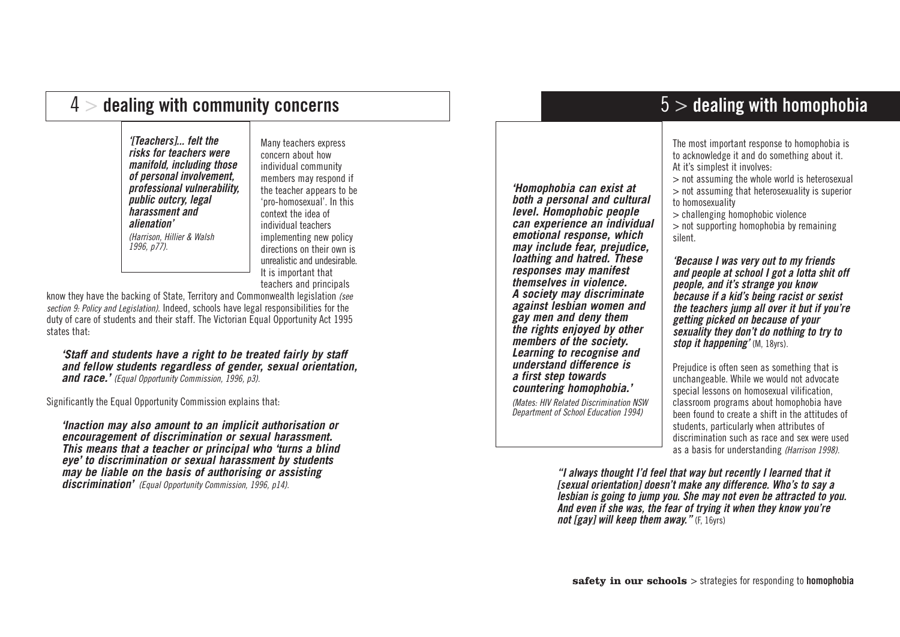## 4 > dealing with community concerns

> ***'[Teachers]... felt the risks for teachers were manifold, including those of personal involvement, professional vulnerability, public outcry, legal harassment and alienation'***
> *(Harrison, Hillier & Walsh 1996, p77).*

Many teachers express concern about how individual community members may respond if the teacher appears to be 'pro-homosexual'. In this context the idea of individual teachers implementing new policy directions on their own is unrealistic and undesirable. It is important that teachers and principals know they have the backing of State, Territory and Commonwealth legislation *(see section 9: Policy and Legislation)*. Indeed, schools have legal responsibilities for the duty of care of students and their staff. The Victorian Equal Opportunity Act 1995 states that:

***'Staff and students have a right to be treated fairly by staff and fellow students regardless of gender, sexual orientation, and race.'*** *(Equal Opportunity Commission, 1996, p3).*

Significantly the Equal Opportunity Commission explains that:

***'Inaction may also amount to an implicit authorisation or encouragement of discrimination or sexual harassment. This means that a teacher or principal who 'turns a blind eye' to discrimination or sexual harassment by students may be liable on the basis of authorising or assisting discrimination'*** *(Equal Opportunity Commission, 1996, p14).*

## 5 > dealing with homophobia

> ***'Homophobia can exist at both a personal and cultural level. Homophobic people can experience an individual emotional response, which may include fear, prejudice, loathing and hatred. These responses may manifest themselves in violence. A society may discriminate against lesbian women and gay men and deny them the rights enjoyed by other members of the society. Learning to recognise and understand difference is a first step towards countering homophobia.'***
> *(Mates: HIV Related Discrimination NSW Department of School Education 1994)*

The most important response to homophobia is to acknowledge it and do something about it. At it's simplest it involves:

> not assuming the whole world is heterosexual
> not assuming that heterosexuality is superior to homosexuality
> challenging homophobic violence
> not supporting homophobia by remaining silent.

***'Because I was very out to my friends and people at school I got a lotta shit off people, and it's strange you know because if a kid's being racist or sexist the teachers jump all over it but if you're getting picked on because of your sexuality they don't do nothing to try to stop it happening'*** (M, 18yrs).

Prejudice is often seen as something that is unchangeable. While we would not advocate special lessons on homosexual vilification, classroom programs about homophobia have been found to create a shift in the attitudes of students, particularly when attributes of discrimination such as race and sex were used as a basis for understanding *(Harrison 1998)*.

***"I always thought I'd feel that way but recently I learned that it [sexual orientation] doesn't make any difference. Who's to say a lesbian is going to jump you. She may not even be attracted to you. And even if she was, the fear of trying it when they know you're not [gay] will keep them away."*** (F, 16yrs)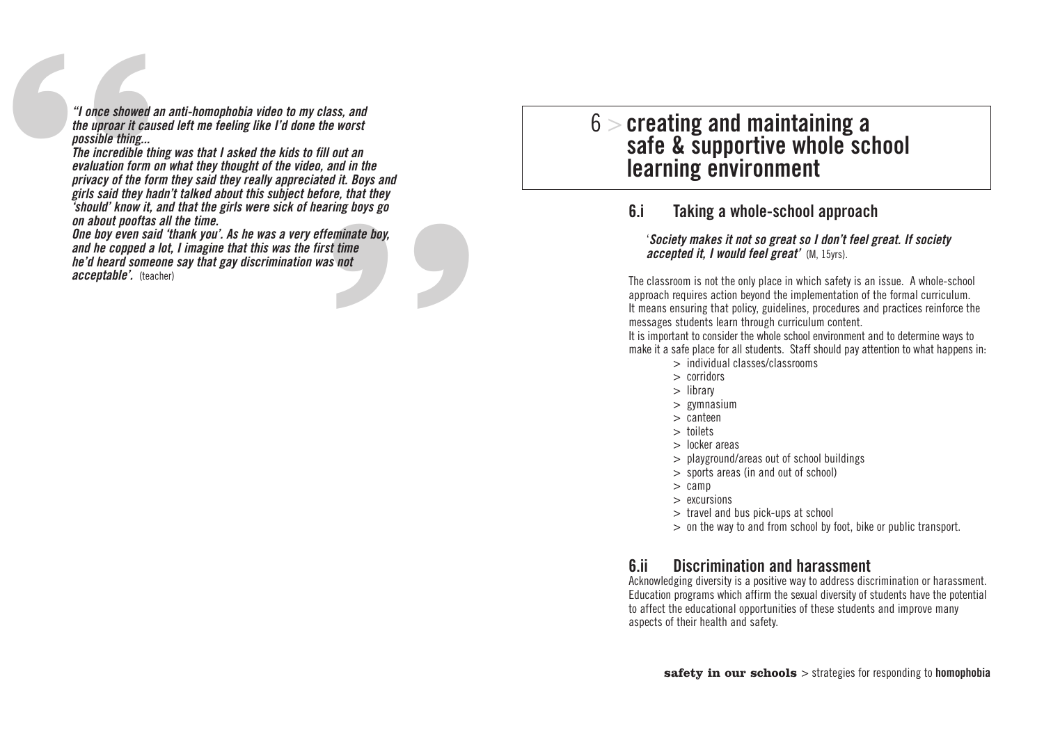*"I once showed an anti-homophobia video to my class, and the uproar it caused left me feeling like I'd done the worst possible thing...*
*The incredible thing was that I asked the kids to fill out an evaluation form on what they thought of the video, and in the privacy of the form they said they really appreciated it. Boys and girls said they hadn't talked about this subject before, that they 'should' know it, and that the girls were sick of hearing boys go on about pooftas all the time.*
*One boy even said 'thank you'. As he was a very effeminate boy, and he copped a lot, I imagine that this was the first time he'd heard someone say that gay discrimination was not acceptable'.* (teacher)

# 6 > creating and maintaining a safe & supportive whole school learning environment

## 6.i Taking a whole-school approach

'***Society makes it not so great so I don't feel great. If society accepted it, I would feel great'*** (M, 15yrs).

The classroom is not the only place in which safety is an issue. A whole-school approach requires action beyond the implementation of the formal curriculum. It means ensuring that policy, guidelines, procedures and practices reinforce the messages students learn through curriculum content.

It is important to consider the whole school environment and to determine ways to make it a safe place for all students. Staff should pay attention to what happens in:

> individual classes/classrooms
> corridors
> library
> gymnasium
> canteen
> toilets
> locker areas
> playground/areas out of school buildings
> sports areas (in and out of school)
> camp
> excursions
> travel and bus pick-ups at school
> on the way to and from school by foot, bike or public transport.

## 6.ii Discrimination and harassment

Acknowledging diversity is a positive way to address discrimination or harassment. Education programs which affirm the sexual diversity of students have the potential to affect the educational opportunities of these students and improve many aspects of their health and safety.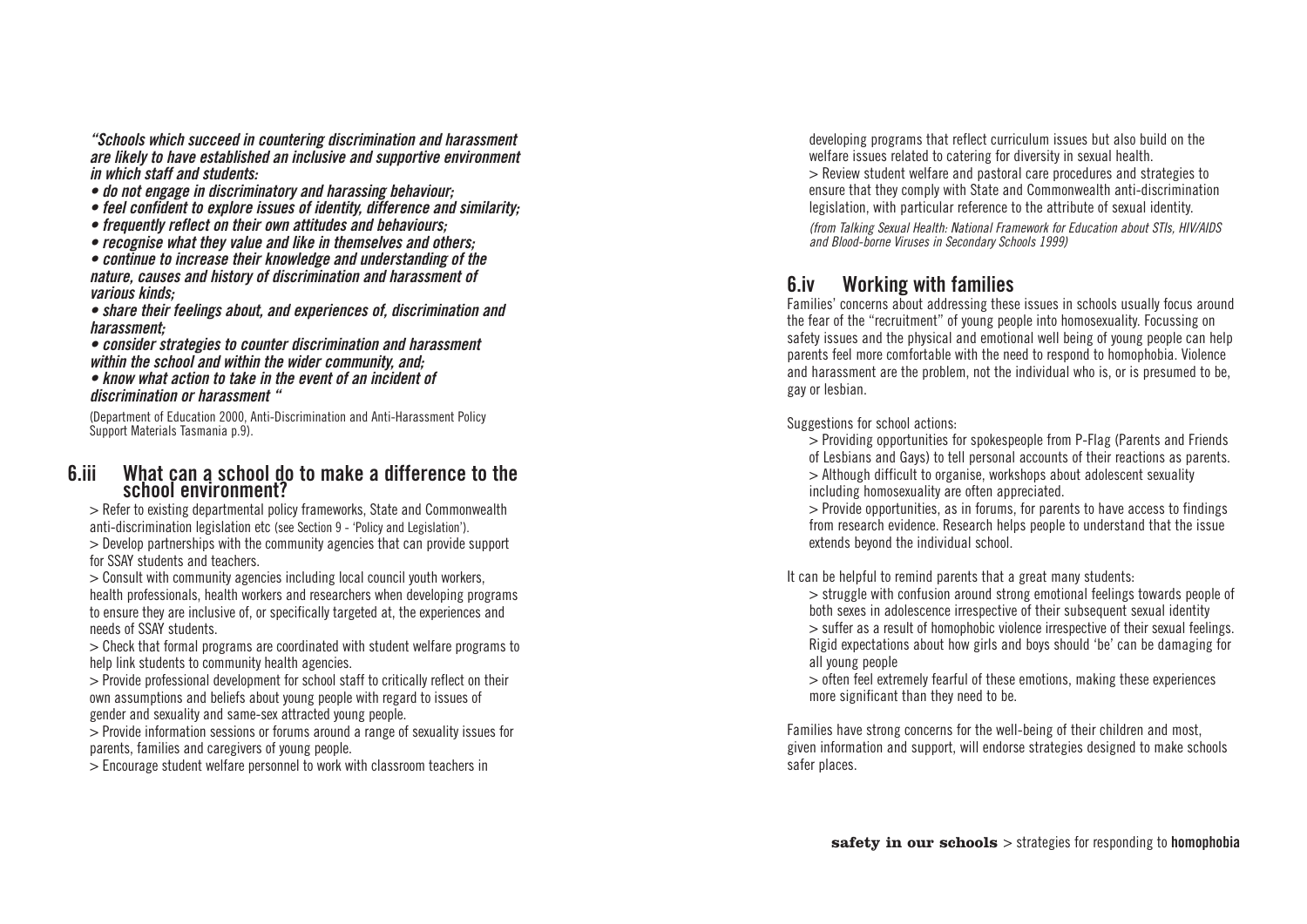*"Schools which succeed in countering discrimination and harassment are likely to have established an inclusive and supportive environment in which staff and students:*

- *do not engage in discriminatory and harassing behaviour;*
- *feel confident to explore issues of identity, difference and similarity;*
- *frequently reflect on their own attitudes and behaviours;*
- *recognise what they value and like in themselves and others;*
- *continue to increase their knowledge and understanding of the nature, causes and history of discrimination and harassment of various kinds;*
- *share their feelings about, and experiences of, discrimination and harassment;*
- *consider strategies to counter discrimination and harassment within the school and within the wider community, and;*
- *know what action to take in the event of an incident of discrimination or harassment "*

(Department of Education 2000, Anti-Discrimination and Anti-Harassment Policy Support Materials Tasmania p.9).

## 6.iii What can a school do to make a difference to the school environment?

> Refer to existing departmental policy frameworks, State and Commonwealth anti-discrimination legislation etc (see Section 9 - 'Policy and Legislation').

> Develop partnerships with the community agencies that can provide support for SSAY students and teachers.

> Consult with community agencies including local council youth workers, health professionals, health workers and researchers when developing programs to ensure they are inclusive of, or specifically targeted at, the experiences and needs of SSAY students.

> Check that formal programs are coordinated with student welfare programs to help link students to community health agencies.

> Provide professional development for school staff to critically reflect on their own assumptions and beliefs about young people with regard to issues of gender and sexuality and same-sex attracted young people.

> Provide information sessions or forums around a range of sexuality issues for parents, families and caregivers of young people.

> Encourage student welfare personnel to work with classroom teachers in developing programs that reflect curriculum issues but also build on the welfare issues related to catering for diversity in sexual health.

> Review student welfare and pastoral care procedures and strategies to ensure that they comply with State and Commonwealth anti-discrimination legislation, with particular reference to the attribute of sexual identity.

*(from Talking Sexual Health: National Framework for Education about STIs, HIV/AIDS and Blood-borne Viruses in Secondary Schools 1999)*

## 6.iv Working with families

Families' concerns about addressing these issues in schools usually focus around the fear of the "recruitment" of young people into homosexuality. Focussing on safety issues and the physical and emotional well being of young people can help parents feel more comfortable with the need to respond to homophobia. Violence and harassment are the problem, not the individual who is, or is presumed to be, gay or lesbian.

Suggestions for school actions:

> Providing opportunities for spokespeople from P-Flag (Parents and Friends of Lesbians and Gays) to tell personal accounts of their reactions as parents.

> Although difficult to organise, workshops about adolescent sexuality including homosexuality are often appreciated.

> Provide opportunities, as in forums, for parents to have access to findings from research evidence. Research helps people to understand that the issue extends beyond the individual school.

It can be helpful to remind parents that a great many students:

> struggle with confusion around strong emotional feelings towards people of both sexes in adolescence irrespective of their subsequent sexual identity

> suffer as a result of homophobic violence irrespective of their sexual feelings. Rigid expectations about how girls and boys should 'be' can be damaging for all young people

> often feel extremely fearful of these emotions, making these experiences more significant than they need to be.

Families have strong concerns for the well-being of their children and most, given information and support, will endorse strategies designed to make schools safer places.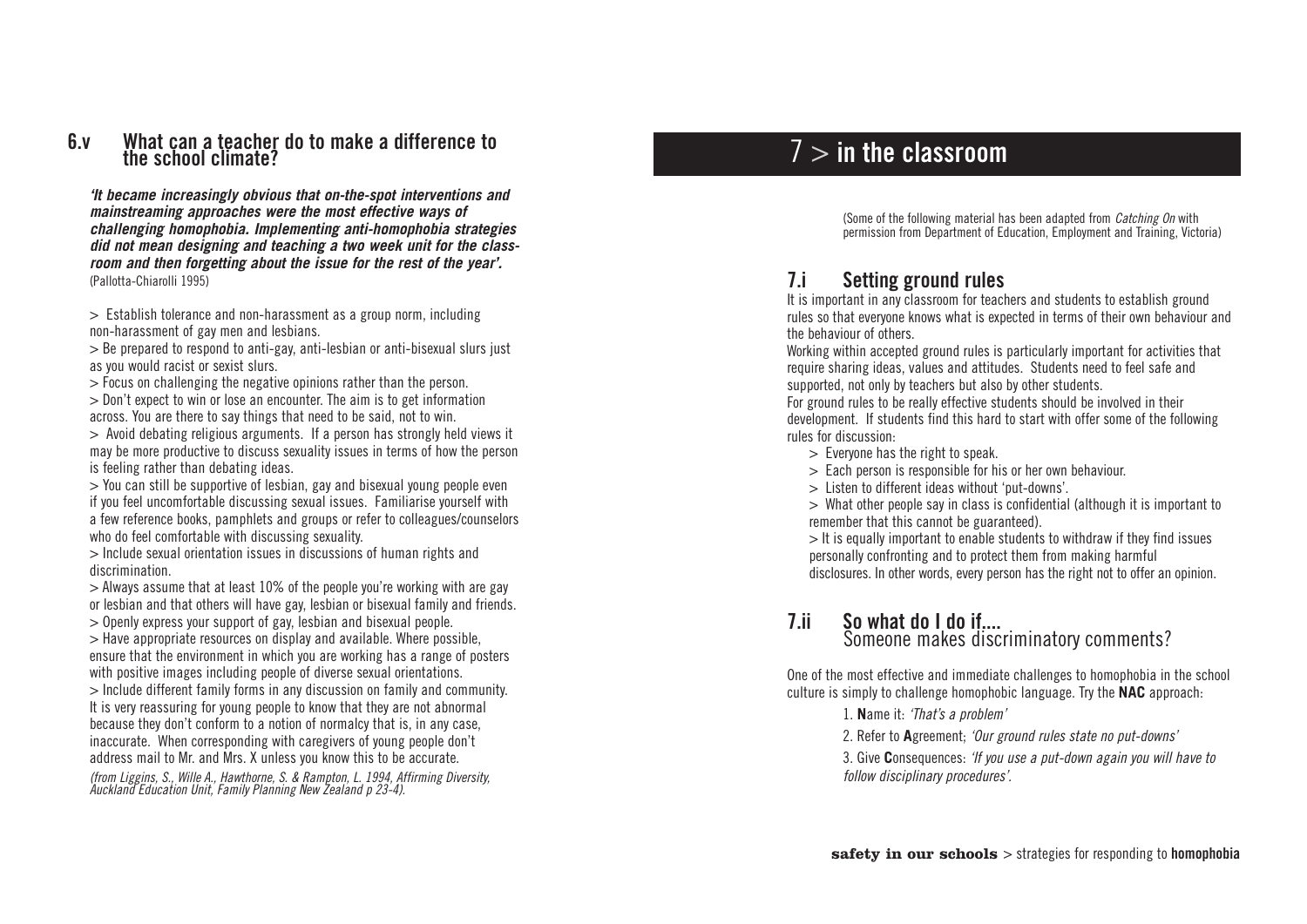## 6.v What can a teacher do to make a difference to the school climate?

***'It became increasingly obvious that on-the-spot interventions and mainstreaming approaches were the most effective ways of challenging homophobia. Implementing anti-homophobia strategies did not mean designing and teaching a two week unit for the classroom and then forgetting about the issue for the rest of the year'.***
(Pallotta-Chiarolli 1995)

> Establish tolerance and non-harassment as a group norm, including non-harassment of gay men and lesbians.

> Be prepared to respond to anti-gay, anti-lesbian or anti-bisexual slurs just as you would racist or sexist slurs.

> Focus on challenging the negative opinions rather than the person.

> Don't expect to win or lose an encounter. The aim is to get information across. You are there to say things that need to be said, not to win.

> Avoid debating religious arguments. If a person has strongly held views it may be more productive to discuss sexuality issues in terms of how the person is feeling rather than debating ideas.

> You can still be supportive of lesbian, gay and bisexual young people even if you feel uncomfortable discussing sexual issues. Familiarise yourself with a few reference books, pamphlets and groups or refer to colleagues/counselors who do feel comfortable with discussing sexuality.

> Include sexual orientation issues in discussions of human rights and discrimination.

> Always assume that at least 10% of the people you're working with are gay or lesbian and that others will have gay, lesbian or bisexual family and friends.

> Openly express your support of gay, lesbian and bisexual people.

> Have appropriate resources on display and available. Where possible, ensure that the environment in which you are working has a range of posters with positive images including people of diverse sexual orientations.

> Include different family forms in any discussion on family and community. It is very reassuring for young people to know that they are not abnormal because they don't conform to a notion of normalcy that is, in any case, inaccurate. When corresponding with caregivers of young people don't address mail to Mr. and Mrs. X unless you know this to be accurate.

*(from Liggins, S., Wille A., Hawthorne, S. & Rampton, L. 1994, Affirming Diversity, Auckland Education Unit, Family Planning New Zealand p 23-4).*

# 7 > in the classroom

(Some of the following material has been adapted from *Catching On* with permission from Department of Education, Employment and Training, Victoria)

## 7.i Setting ground rules

It is important in any classroom for teachers and students to establish ground rules so that everyone knows what is expected in terms of their own behaviour and the behaviour of others.

Working within accepted ground rules is particularly important for activities that require sharing ideas, values and attitudes. Students need to feel safe and supported, not only by teachers but also by other students.

For ground rules to be really effective students should be involved in their development. If students find this hard to start with offer some of the following rules for discussion:

> Everyone has the right to speak.

> Each person is responsible for his or her own behaviour.

> Listen to different ideas without 'put-downs'.

> What other people say in class is confidential (although it is important to remember that this cannot be guaranteed).

> It is equally important to enable students to withdraw if they find issues personally confronting and to protect them from making harmful disclosures. In other words, every person has the right not to offer an opinion.

## 7.ii So what do I do if.... Someone makes discriminatory comments?

One of the most effective and immediate challenges to homophobia in the school culture is simply to challenge homophobic language. Try the **NAC** approach:

1. **N**ame it: *'That's a problem'*

2. Refer to **A**greement; *'Our ground rules state no put-downs'*

3. Give **C**onsequences: *'If you use a put-down again you will have to follow disciplinary procedures'.*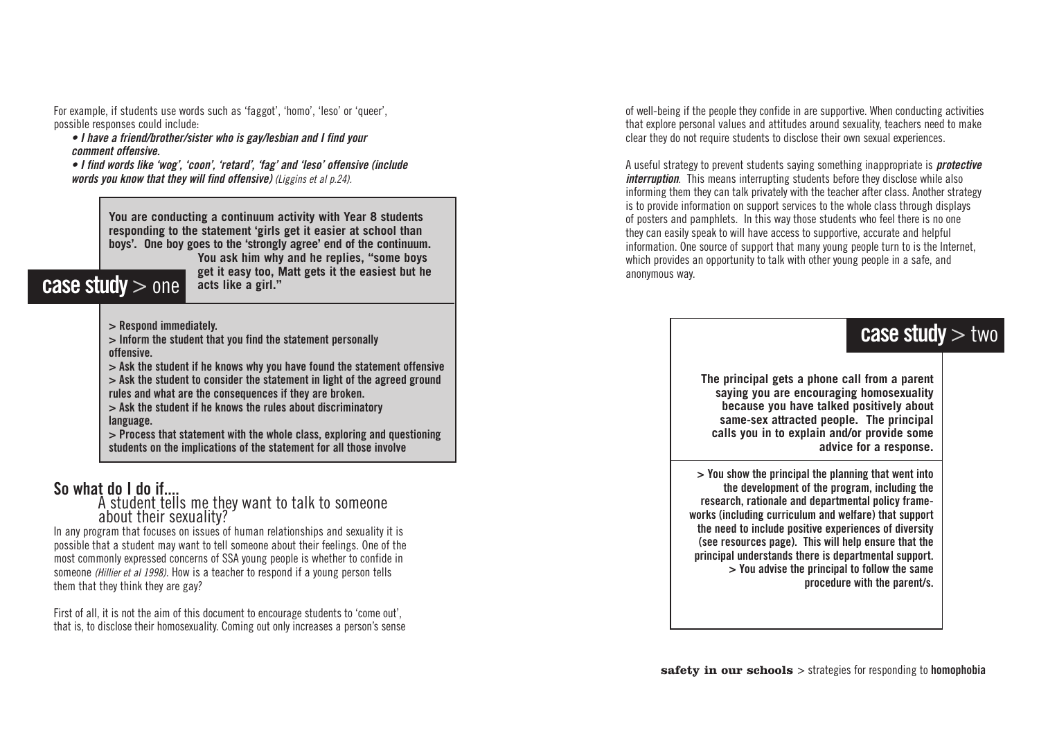For example, if students use words such as 'faggot', 'homo', 'leso' or 'queer', possible responses could include:

- ***I have a friend/brother/sister who is gay/lesbian and I find your comment offensive.***
- ***I find words like 'wog', 'coon', 'retard', 'fag' and 'leso' offensive (include words you know that they will find offensive)*** *(Liggins et al p.24).*

## case study > one

**You are conducting a continuum activity with Year 8 students responding to the statement 'girls get it easier at school than boys'. One boy goes to the 'strongly agree' end of the continuum. You ask him why and he replies, "some boys get it easy too, Matt gets it the easiest but he acts like a girl."**

**> Respond immediately.**
**> Inform the student that you find the statement personally offensive.**
**> Ask the student if he knows why you have found the statement offensive**
**> Ask the student to consider the statement in light of the agreed ground rules and what are the consequences if they are broken.**
**> Ask the student if he knows the rules about discriminatory language.**
**> Process that statement with the whole class, exploring and questioning students on the implications of the statement for all those involve**

## So what do I do if....

### A student tells me they want to talk to someone about their sexuality?

In any program that focuses on issues of human relationships and sexuality it is possible that a student may want to tell someone about their feelings. One of the most commonly expressed concerns of SSA young people is whether to confide in someone *(Hillier et al 1998)*. How is a teacher to respond if a young person tells them that they think they are gay?

First of all, it is not the aim of this document to encourage students to 'come out', that is, to disclose their homosexuality. Coming out only increases a person's sense of well-being if the people they confide in are supportive. When conducting activities that explore personal values and attitudes around sexuality, teachers need to make clear they do not require students to disclose their own sexual experiences.

A useful strategy to prevent students saying something inappropriate is ***protective interruption***. This means interrupting students before they disclose while also informing them they can talk privately with the teacher after class. Another strategy is to provide information on support services to the whole class through displays of posters and pamphlets. In this way those students who feel there is no one they can easily speak to will have access to supportive, accurate and helpful information. One source of support that many young people turn to is the Internet, which provides an opportunity to talk with other young people in a safe, and anonymous way.

## case study > two

**The principal gets a phone call from a parent saying you are encouraging homosexuality because you have talked positively about same-sex attracted people. The principal calls you in to explain and/or provide some advice for a response.**

**> You show the principal the planning that went into the development of the program, including the research, rationale and departmental policy frameworks (including curriculum and welfare) that support the need to include positive experiences of diversity (see resources page). This will help ensure that the principal understands there is departmental support.**
**> You advise the principal to follow the same procedure with the parent/s.**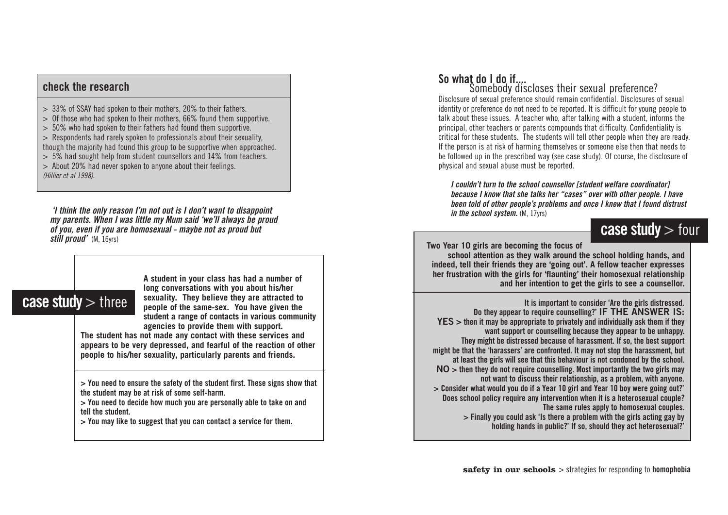## check the research

> 33% of SSAY had spoken to their mothers, 20% to their fathers.
> Of those who had spoken to their mothers, 66% found them supportive.
> 50% who had spoken to their fathers had found them supportive.
> Respondents had rarely spoken to professionals about their sexuality, though the majority had found this group to be supportive when approached.
> 5% had sought help from student counsellors and 14% from teachers.
> About 20% had never spoken to anyone about their feelings.

*(Hillier et al 1998).*

***'I think the only reason I'm not out is I don't want to disappoint my parents. When I was little my Mum said 'we'll always be proud of you, even if you are homosexual - maybe not as proud but still proud'*** (M, 16yrs)

## case study > three

**A student in your class has had a number of long conversations with you about his/her sexuality. They believe they are attracted to people of the same-sex. You have given the student a range of contacts in various community agencies to provide them with support. The student has not made any contact with these services and appears to be very depressed, and fearful of the reaction of other people to his/her sexuality, particularly parents and friends.**

**> You need to ensure the safety of the student first. These signs show that the student may be at risk of some self-harm.**
**> You need to decide how much you are personally able to take on and tell the student.**
**> You may like to suggest that you can contact a service for them.**

## So what do I do if....

### Somebody discloses their sexual preference?

Disclosure of sexual preference should remain confidential. Disclosures of sexual identity or preference do not need to be reported. It is difficult for young people to talk about these issues. A teacher who, after talking with a student, informs the principal, other teachers or parents compounds that difficulty. Confidentiality is critical for these students. The students will tell other people when they are ready. If the person is at risk of harming themselves or someone else then that needs to be followed up in the prescribed way (see case study). Of course, the disclosure of physical and sexual abuse must be reported.

***I couldn't turn to the school counsellor [student welfare coordinator] because I know that she talks her "cases" over with other people. I have been told of other people's problems and once I knew that I found distrust in the school system.*** (M, 17yrs)

## case study > four

**Two Year 10 girls are becoming the focus of school attention as they walk around the school holding hands, and indeed, tell their friends they are 'going out'. A fellow teacher expresses her frustration with the girls for 'flaunting' their homosexual relationship and her intention to get the girls to see a counsellor.**

**It is important to consider 'Are the girls distressed. Do they appear to require counselling?' IF THE ANSWER IS:**

**YES > then it may be appropriate to privately and individually ask them if they want support or counselling because they appear to be unhappy. They might be distressed because of harassment. If so, the best support might be that the 'harassers' are confronted. It may not stop the harassment, but at least the girls will see that this behaviour is not condoned by the school.**

**NO > then they do not require counselling. Most importantly the two girls may not want to discuss their relationship, as a problem, with anyone.**

**> Consider what would you do if a Year 10 girl and Year 10 boy were going out?' Does school policy require any intervention when it is a heterosexual couple? The same rules apply to homosexual couples.**

**> Finally you could ask 'Is there a problem with the girls acting gay by holding hands in public?' If so, should they act heterosexual?'**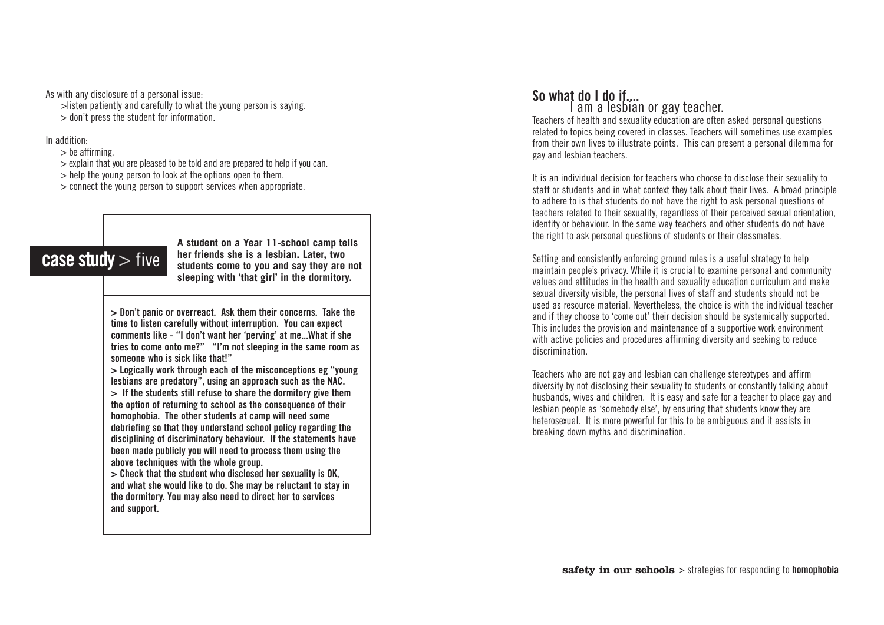As with any disclosure of a personal issue:

- >listen patiently and carefully to what the young person is saying.
- > don't press the student for information.

In addition:

- > be affirming.
- > explain that you are pleased to be told and are prepared to help if you can.
- > help the young person to look at the options open to them.
- > connect the young person to support services when appropriate.

## case study > five

**A student on a Year 11-school camp tells her friends she is a lesbian. Later, two students come to you and say they are not sleeping with 'that girl' in the dormitory.**

**> Don't panic or overreact. Ask them their concerns. Take the time to listen carefully without interruption. You can expect comments like - "I don't want her 'perving' at me...What if she tries to come onto me?" "I'm not sleeping in the same room as someone who is sick like that!"**

**> Logically work through each of the misconceptions eg "young lesbians are predatory", using an approach such as the NAC.**

**> If the students still refuse to share the dormitory give them the option of returning to school as the consequence of their homophobia. The other students at camp will need some debriefing so that they understand school policy regarding the disciplining of discriminatory behaviour. If the statements have been made publicly you will need to process them using the above techniques with the whole group.**

**> Check that the student who disclosed her sexuality is OK, and what she would like to do. She may be reluctant to stay in the dormitory. You may also need to direct her to services and support.**

## So what do I do if....
### I am a lesbian or gay teacher.

Teachers of health and sexuality education are often asked personal questions related to topics being covered in classes. Teachers will sometimes use examples from their own lives to illustrate points. This can present a personal dilemma for gay and lesbian teachers.

It is an individual decision for teachers who choose to disclose their sexuality to staff or students and in what context they talk about their lives. A broad principle to adhere to is that students do not have the right to ask personal questions of teachers related to their sexuality, regardless of their perceived sexual orientation, identity or behaviour. In the same way teachers and other students do not have the right to ask personal questions of students or their classmates.

Setting and consistently enforcing ground rules is a useful strategy to help maintain people's privacy. While it is crucial to examine personal and community values and attitudes in the health and sexuality education curriculum and make sexual diversity visible, the personal lives of staff and students should not be used as resource material. Nevertheless, the choice is with the individual teacher and if they choose to 'come out' their decision should be systemically supported. This includes the provision and maintenance of a supportive work environment with active policies and procedures affirming diversity and seeking to reduce discrimination.

Teachers who are not gay and lesbian can challenge stereotypes and affirm diversity by not disclosing their sexuality to students or constantly talking about husbands, wives and children. It is easy and safe for a teacher to place gay and lesbian people as 'somebody else', by ensuring that students know they are heterosexual. It is more powerful for this to be ambiguous and it assists in breaking down myths and discrimination.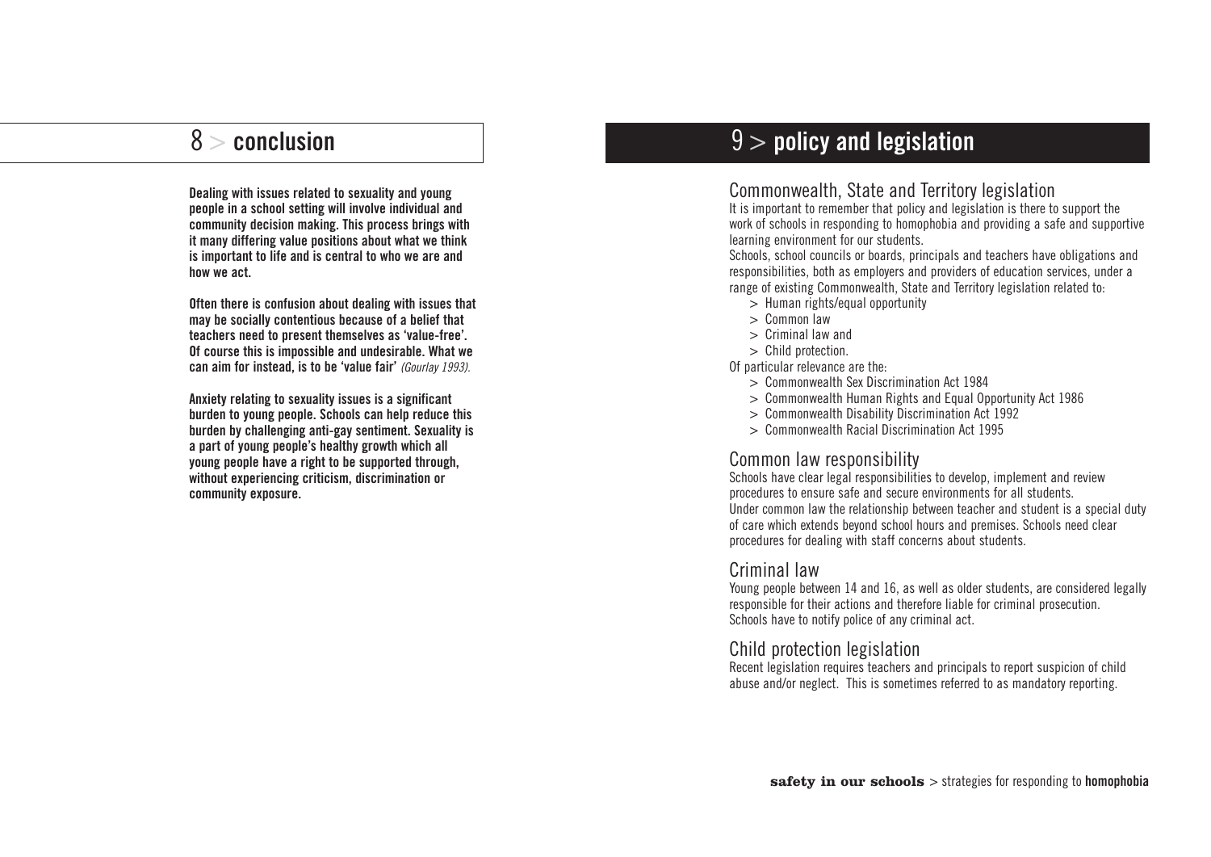# 8 > conclusion

**Dealing with issues related to sexuality and young people in a school setting will involve individual and community decision making. This process brings with it many differing value positions about what we think is important to life and is central to who we are and how we act.**

**Often there is confusion about dealing with issues that may be socially contentious because of a belief that teachers need to present themselves as 'value-free'. Of course this is impossible and undesirable. What we can aim for instead, is to be 'value fair'** *(Gourlay 1993).*

**Anxiety relating to sexuality issues is a significant burden to young people. Schools can help reduce this burden by challenging anti-gay sentiment. Sexuality is a part of young people's healthy growth which all young people have a right to be supported through, without experiencing criticism, discrimination or community exposure.**

# 9 > policy and legislation

## Commonwealth, State and Territory legislation

It is important to remember that policy and legislation is there to support the work of schools in responding to homophobia and providing a safe and supportive learning environment for our students.

Schools, school councils or boards, principals and teachers have obligations and responsibilities, both as employers and providers of education services, under a range of existing Commonwealth, State and Territory legislation related to:

- Human rights/equal opportunity
- Common law
- Criminal law and
- Child protection.

Of particular relevance are the:

- Commonwealth Sex Discrimination Act 1984
- Commonwealth Human Rights and Equal Opportunity Act 1986
- Commonwealth Disability Discrimination Act 1992
- Commonwealth Racial Discrimination Act 1995

## Common law responsibility

Schools have clear legal responsibilities to develop, implement and review procedures to ensure safe and secure environments for all students.

Under common law the relationship between teacher and student is a special duty of care which extends beyond school hours and premises. Schools need clear procedures for dealing with staff concerns about students.

## Criminal law

Young people between 14 and 16, as well as older students, are considered legally responsible for their actions and therefore liable for criminal prosecution. Schools have to notify police of any criminal act.

## Child protection legislation

Recent legislation requires teachers and principals to report suspicion of child abuse and/or neglect. This is sometimes referred to as mandatory reporting.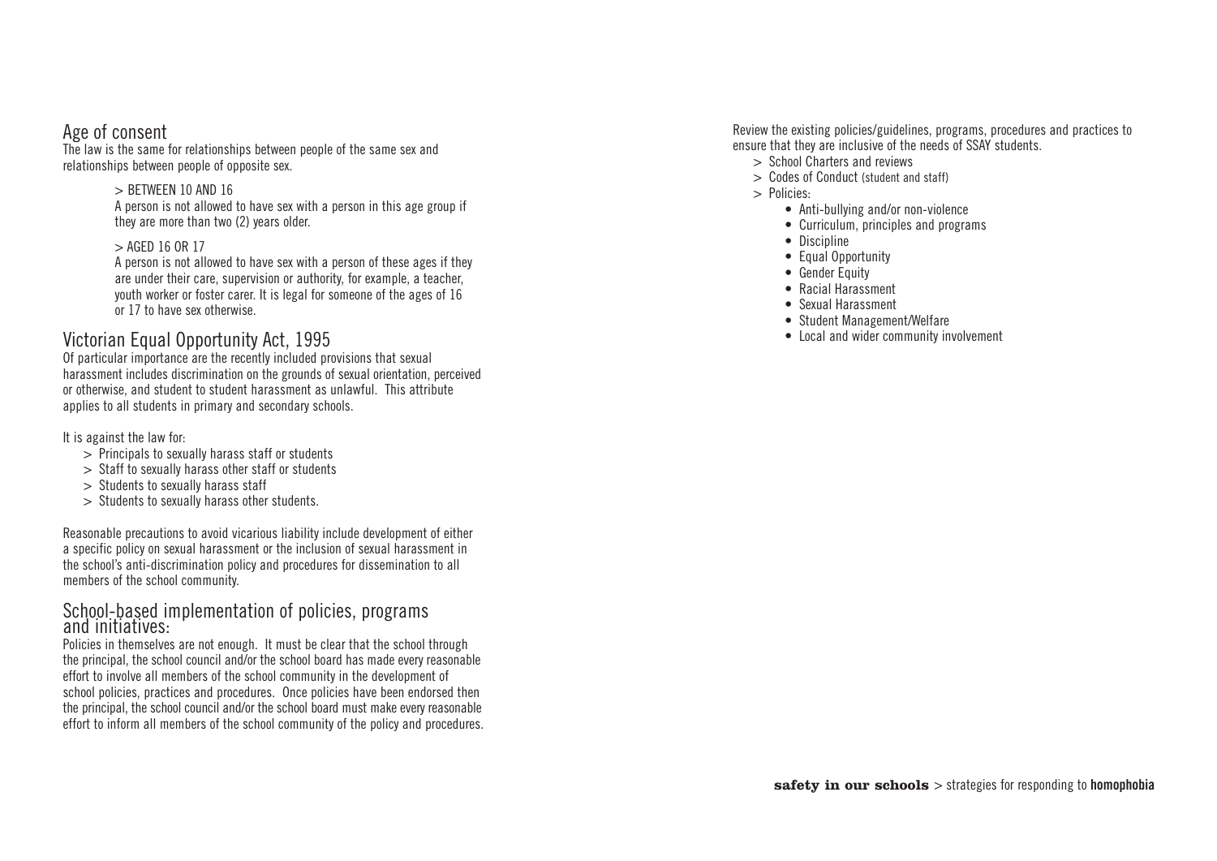## Age of consent

The law is the same for relationships between people of the same sex and relationships between people of opposite sex.

> BETWEEN 10 AND 16

A person is not allowed to have sex with a person in this age group if they are more than two (2) years older.

> AGED 16 OR 17

A person is not allowed to have sex with a person of these ages if they are under their care, supervision or authority, for example, a teacher, youth worker or foster carer. It is legal for someone of the ages of 16 or 17 to have sex otherwise.

## Victorian Equal Opportunity Act, 1995

Of particular importance are the recently included provisions that sexual harassment includes discrimination on the grounds of sexual orientation, perceived or otherwise, and student to student harassment as unlawful. This attribute applies to all students in primary and secondary schools.

It is against the law for:

> Principals to sexually harass staff or students
> Staff to sexually harass other staff or students
> Students to sexually harass staff
> Students to sexually harass other students.

Reasonable precautions to avoid vicarious liability include development of either a specific policy on sexual harassment or the inclusion of sexual harassment in the school's anti-discrimination policy and procedures for dissemination to all members of the school community.

## School-based implementation of policies, programs and initiatives:

Policies in themselves are not enough. It must be clear that the school through the principal, the school council and/or the school board has made every reasonable effort to involve all members of the school community in the development of school policies, practices and procedures. Once policies have been endorsed then the principal, the school council and/or the school board must make every reasonable effort to inform all members of the school community of the policy and procedures.

Review the existing policies/guidelines, programs, procedures and practices to ensure that they are inclusive of the needs of SSAY students.

> School Charters and reviews
> Codes of Conduct (student and staff)
> Policies:

- Anti-bullying and/or non-violence
- Curriculum, principles and programs
- Discipline
- Equal Opportunity
- Gender Equity
- Racial Harassment
- Sexual Harassment
- Student Management/Welfare
- Local and wider community involvement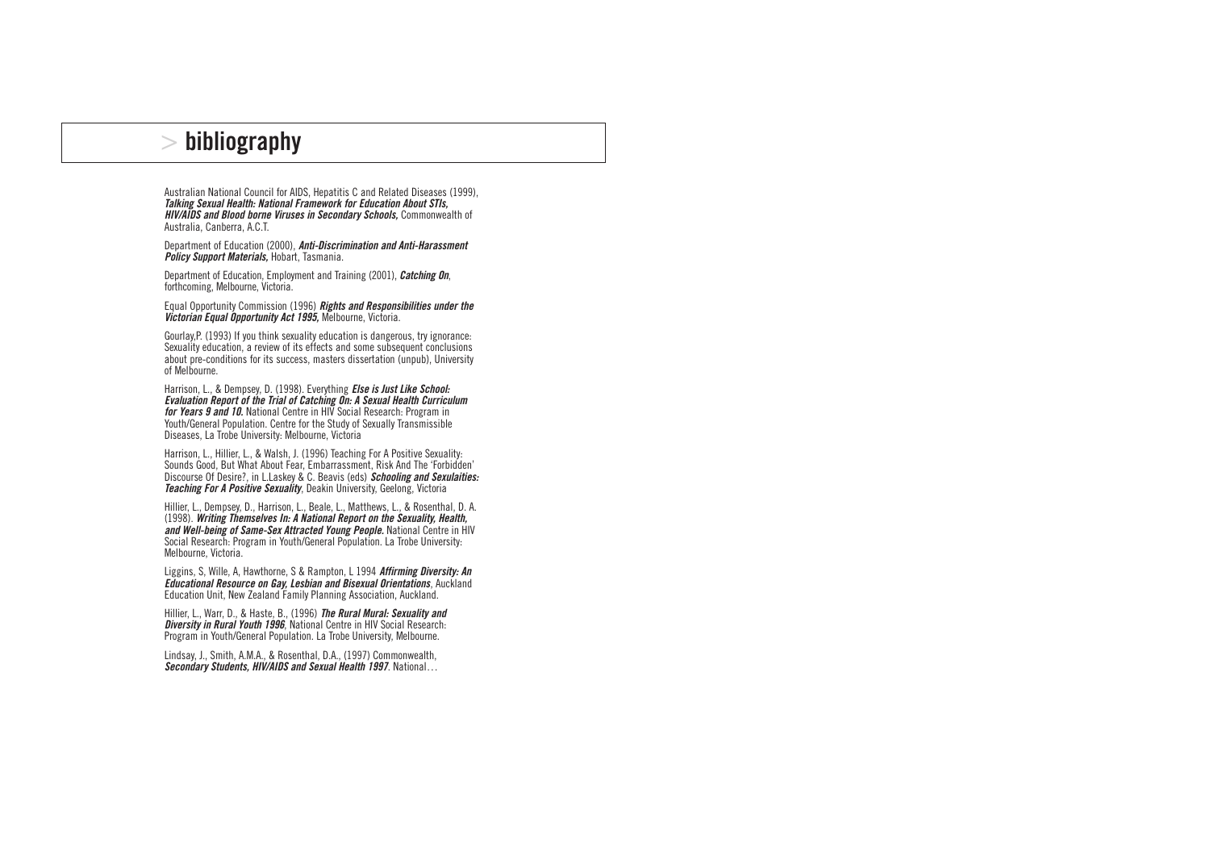# > bibliography

Australian National Council for AIDS, Hepatitis C and Related Diseases (1999), ***Talking Sexual Health: National Framework for Education About STIs, HIV/AIDS and Blood borne Viruses in Secondary Schools,*** Commonwealth of Australia, Canberra, A.C.T.

Department of Education (2000), ***Anti-Discrimination and Anti-Harassment Policy Support Materials,*** Hobart, Tasmania.

Department of Education, Employment and Training (2001), ***Catching On***, forthcoming, Melbourne, Victoria.

Equal Opportunity Commission (1996) ***Rights and Responsibilities under the Victorian Equal Opportunity Act 1995,*** Melbourne, Victoria.

Gourlay,P. (1993) If you think sexuality education is dangerous, try ignorance: Sexuality education, a review of its effects and some subsequent conclusions about pre-conditions for its success, masters dissertation (unpub), University of Melbourne.

Harrison, L., & Dempsey, D. (1998). Everything ***Else is Just Like School: Evaluation Report of the Trial of Catching On: A Sexual Health Curriculum for Years 9 and 10.*** National Centre in HIV Social Research: Program in Youth/General Population. Centre for the Study of Sexually Transmissible Diseases, La Trobe University: Melbourne, Victoria

Harrison, L., Hillier, L., & Walsh, J. (1996) Teaching For A Positive Sexuality: Sounds Good, But What About Fear, Embarrassment, Risk And The 'Forbidden' Discourse Of Desire?, in L.Laskey & C. Beavis (eds) ***Schooling and Sexulaities: Teaching For A Positive Sexuality***, Deakin University, Geelong, Victoria

Hillier, L., Dempsey, D., Harrison, L., Beale, L., Matthews, L., & Rosenthal, D. A. (1998). ***Writing Themselves In: A National Report on the Sexuality, Health, and Well-being of Same-Sex Attracted Young People.*** National Centre in HIV Social Research: Program in Youth/General Population. La Trobe University: Melbourne, Victoria.

Liggins, S, Wille, A, Hawthorne, S & Rampton, L 1994 ***Affirming Diversity: An Educational Resource on Gay, Lesbian and Bisexual Orientations***, Auckland Education Unit, New Zealand Family Planning Association, Auckland.

Hillier, L., Warr, D., & Haste, B., (1996) ***The Rural Mural: Sexuality and Diversity in Rural Youth 1996***, National Centre in HIV Social Research: Program in Youth/General Population. La Trobe University, Melbourne.

Lindsay, J., Smith, A.M.A., & Rosenthal, D.A., (1997) Commonwealth, ***Secondary Students, HIV/AIDS and Sexual Health 1997***. National…